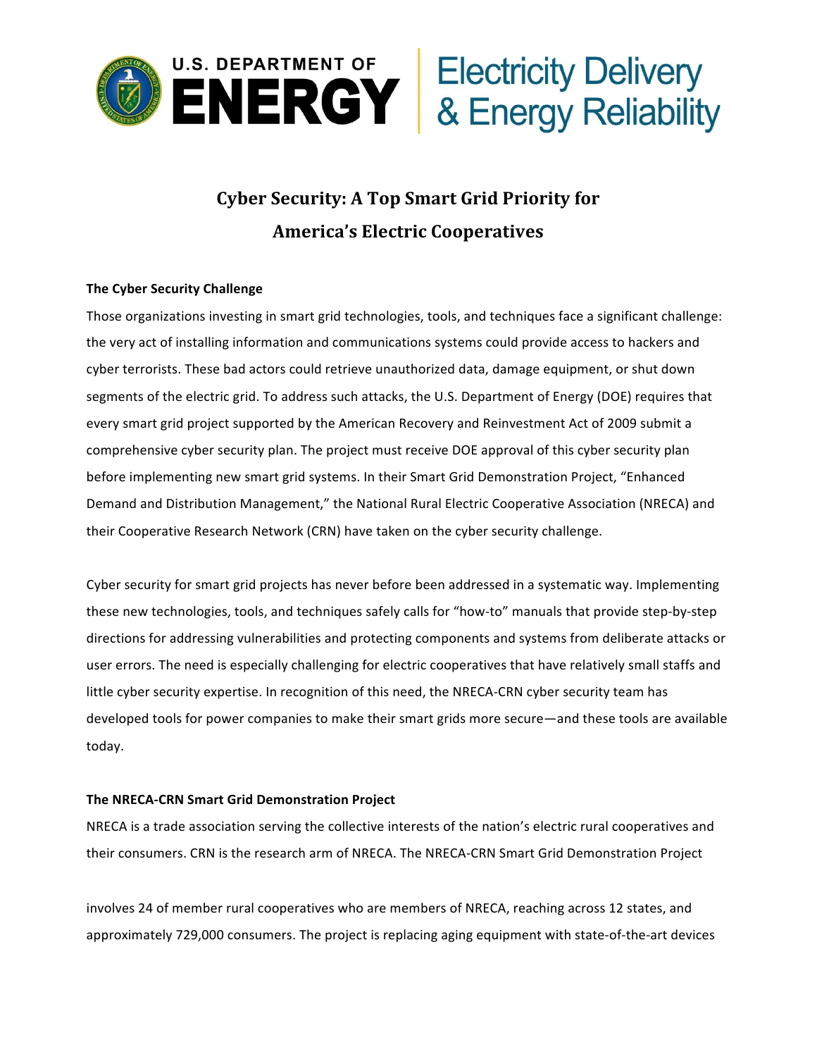U.S. DEPARTMENT OF **ENERGY** | Electricity Delivery & Energy Reliability

# Cyber Security: A Top Smart Grid Priority for America's Electric Cooperatives

## The Cyber Security Challenge

Those organizations investing in smart grid technologies, tools, and techniques face a significant challenge: the very act of installing information and communications systems could provide access to hackers and cyber terrorists. These bad actors could retrieve unauthorized data, damage equipment, or shut down segments of the electric grid. To address such attacks, the U.S. Department of Energy (DOE) requires that every smart grid project supported by the American Recovery and Reinvestment Act of 2009 submit a comprehensive cyber security plan. The project must receive DOE approval of this cyber security plan before implementing new smart grid systems. In their Smart Grid Demonstration Project, "Enhanced Demand and Distribution Management," the National Rural Electric Cooperative Association (NRECA) and their Cooperative Research Network (CRN) have taken on the cyber security challenge.

Cyber security for smart grid projects has never before been addressed in a systematic way. Implementing these new technologies, tools, and techniques safely calls for "how-to" manuals that provide step-by-step directions for addressing vulnerabilities and protecting components and systems from deliberate attacks or user errors. The need is especially challenging for electric cooperatives that have relatively small staffs and little cyber security expertise. In recognition of this need, the NRECA-CRN cyber security team has developed tools for power companies to make their smart grids more secure—and these tools are available today.

## The NRECA-CRN Smart Grid Demonstration Project

NRECA is a trade association serving the collective interests of the nation's electric rural cooperatives and their consumers. CRN is the research arm of NRECA. The NRECA-CRN Smart Grid Demonstration Project

involves 24 of member rural cooperatives who are members of NRECA, reaching across 12 states, and approximately 729,000 consumers. The project is replacing aging equipment with state-of-the-art devices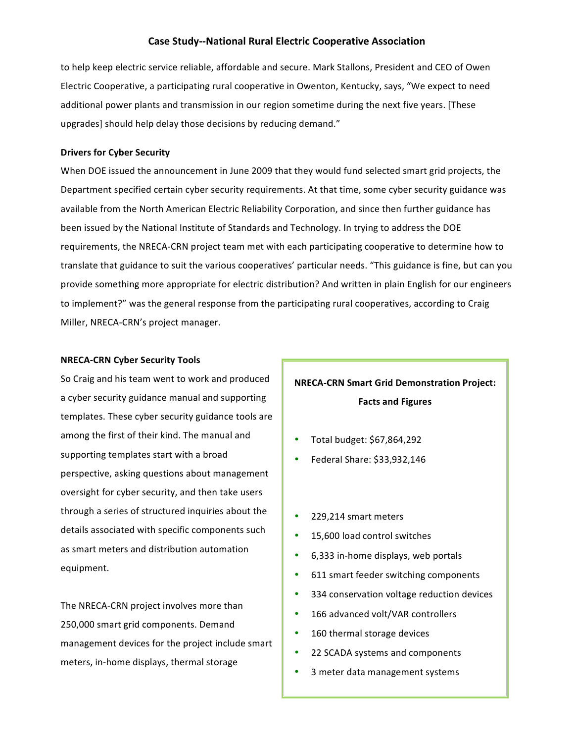to help keep electric service reliable, affordable and secure. Mark Stallons, President and CEO of Owen Electric Cooperative, a participating rural cooperative in Owenton, Kentucky, says, "We expect to need additional power plants and transmission in our region sometime during the next five years. [These upgrades] should help delay those decisions by reducing demand."

**Drivers for Cyber Security**

When DOE issued the announcement in June 2009 that they would fund selected smart grid projects, the Department specified certain cyber security requirements. At that time, some cyber security guidance was available from the North American Electric Reliability Corporation, and since then further guidance has been issued by the National Institute of Standards and Technology. In trying to address the DOE requirements, the NRECA-CRN project team met with each participating cooperative to determine how to translate that guidance to suit the various cooperatives' particular needs. "This guidance is fine, but can you provide something more appropriate for electric distribution? And written in plain English for our engineers to implement?" was the general response from the participating rural cooperatives, according to Craig Miller, NRECA-CRN's project manager.

**NRECA-CRN Cyber Security Tools**

So Craig and his team went to work and produced a cyber security guidance manual and supporting templates. These cyber security guidance tools are among the first of their kind. The manual and supporting templates start with a broad perspective, asking questions about management oversight for cyber security, and then take users through a series of structured inquiries about the details associated with specific components such as smart meters and distribution automation equipment.

The NRECA-CRN project involves more than 250,000 smart grid components. Demand management devices for the project include smart meters, in-home displays, thermal storage

**NRECA-CRN Smart Grid Demonstration Project: Facts and Figures**

- Total budget: $67,864,292
- Federal Share: $33,932,146

- 229,214 smart meters
- 15,600 load control switches
- 6,333 in-home displays, web portals
- 611 smart feeder switching components
- 334 conservation voltage reduction devices
- 166 advanced volt/VAR controllers
- 160 thermal storage devices
- 22 SCADA systems and components
- 3 meter data management systems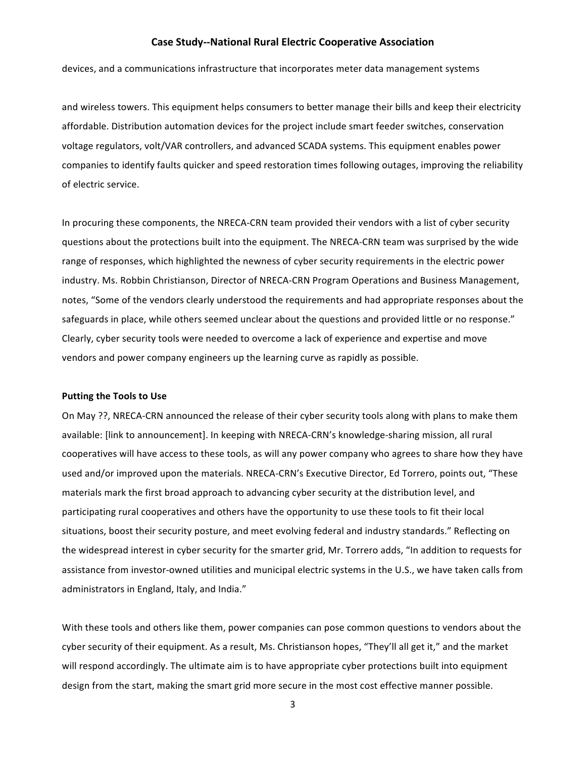devices, and a communications infrastructure that incorporates meter data management systems

and wireless towers. This equipment helps consumers to better manage their bills and keep their electricity affordable. Distribution automation devices for the project include smart feeder switches, conservation voltage regulators, volt/VAR controllers, and advanced SCADA systems. This equipment enables power companies to identify faults quicker and speed restoration times following outages, improving the reliability of electric service.

In procuring these components, the NRECA-CRN team provided their vendors with a list of cyber security questions about the protections built into the equipment. The NRECA-CRN team was surprised by the wide range of responses, which highlighted the newness of cyber security requirements in the electric power industry. Ms. Robbin Christianson, Director of NRECA-CRN Program Operations and Business Management, notes, "Some of the vendors clearly understood the requirements and had appropriate responses about the safeguards in place, while others seemed unclear about the questions and provided little or no response." Clearly, cyber security tools were needed to overcome a lack of experience and expertise and move vendors and power company engineers up the learning curve as rapidly as possible.

**Putting the Tools to Use**

On May ??, NRECA-CRN announced the release of their cyber security tools along with plans to make them available: [link to announcement]. In keeping with NRECA-CRN's knowledge-sharing mission, all rural cooperatives will have access to these tools, as will any power company who agrees to share how they have used and/or improved upon the materials. NRECA-CRN's Executive Director, Ed Torrero, points out, "These materials mark the first broad approach to advancing cyber security at the distribution level, and participating rural cooperatives and others have the opportunity to use these tools to fit their local situations, boost their security posture, and meet evolving federal and industry standards." Reflecting on the widespread interest in cyber security for the smarter grid, Mr. Torrero adds, "In addition to requests for assistance from investor-owned utilities and municipal electric systems in the U.S., we have taken calls from administrators in England, Italy, and India."

With these tools and others like them, power companies can pose common questions to vendors about the cyber security of their equipment. As a result, Ms. Christianson hopes, "They'll all get it," and the market will respond accordingly. The ultimate aim is to have appropriate cyber protections built into equipment design from the start, making the smart grid more secure in the most cost effective manner possible.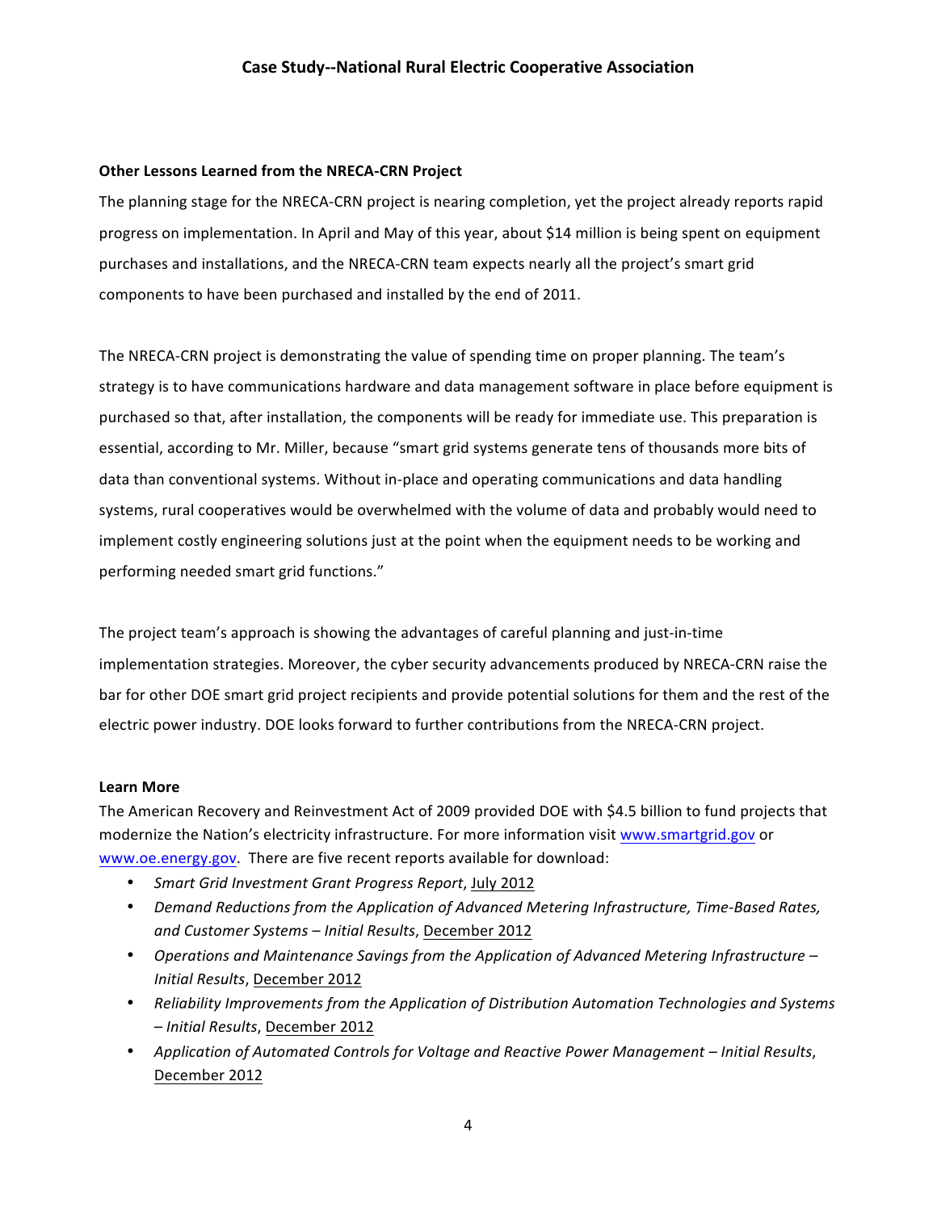**Other Lessons Learned from the NRECA-CRN Project**

The planning stage for the NRECA-CRN project is nearing completion, yet the project already reports rapid progress on implementation. In April and May of this year, about $14 million is being spent on equipment purchases and installations, and the NRECA-CRN team expects nearly all the project's smart grid components to have been purchased and installed by the end of 2011.

The NRECA-CRN project is demonstrating the value of spending time on proper planning. The team's strategy is to have communications hardware and data management software in place before equipment is purchased so that, after installation, the components will be ready for immediate use. This preparation is essential, according to Mr. Miller, because "smart grid systems generate tens of thousands more bits of data than conventional systems. Without in-place and operating communications and data handling systems, rural cooperatives would be overwhelmed with the volume of data and probably would need to implement costly engineering solutions just at the point when the equipment needs to be working and performing needed smart grid functions."

The project team's approach is showing the advantages of careful planning and just-in-time implementation strategies. Moreover, the cyber security advancements produced by NRECA-CRN raise the bar for other DOE smart grid project recipients and provide potential solutions for them and the rest of the electric power industry. DOE looks forward to further contributions from the NRECA-CRN project.

**Learn More**

The American Recovery and Reinvestment Act of 2009 provided DOE with $4.5 billion to fund projects that modernize the Nation's electricity infrastructure. For more information visit www.smartgrid.gov or www.oe.energy.gov. There are five recent reports available for download:

- *Smart Grid Investment Grant Progress Report*, July 2012
- *Demand Reductions from the Application of Advanced Metering Infrastructure, Time-Based Rates, and Customer Systems – Initial Results*, December 2012
- *Operations and Maintenance Savings from the Application of Advanced Metering Infrastructure – Initial Results*, December 2012
- *Reliability Improvements from the Application of Distribution Automation Technologies and Systems – Initial Results*, December 2012
- *Application of Automated Controls for Voltage and Reactive Power Management – Initial Results*, December 2012